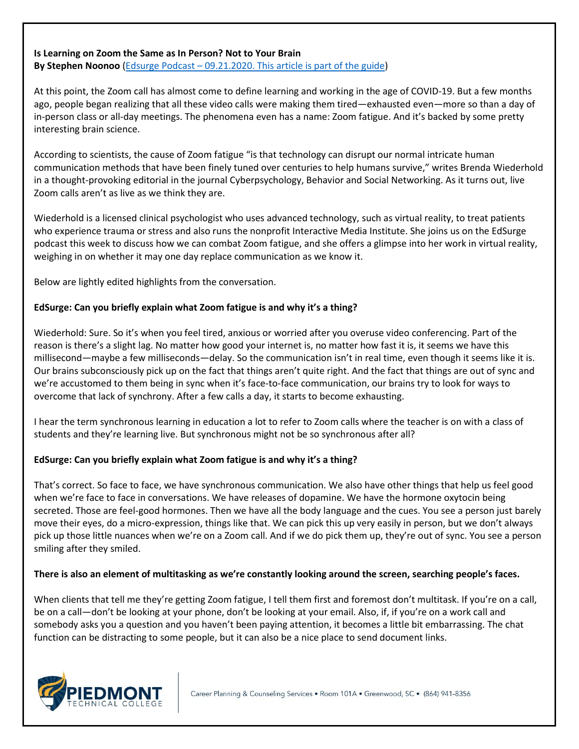**Is Learning on Zoom the Same as In Person? Not to Your Brain**
**By Stephen Noonoo** (Edsurge Podcast – 09.21.2020. This article is part of the guide)

At this point, the Zoom call has almost come to define learning and working in the age of COVID-19. But a few months ago, people began realizing that all these video calls were making them tired—exhausted even—more so than a day of in-person class or all-day meetings. The phenomena even has a name: Zoom fatigue. And it's backed by some pretty interesting brain science.

According to scientists, the cause of Zoom fatigue "is that technology can disrupt our normal intricate human communication methods that have been finely tuned over centuries to help humans survive," writes Brenda Wiederhold in a thought-provoking editorial in the journal Cyberpsychology, Behavior and Social Networking. As it turns out, live Zoom calls aren't as live as we think they are.

Wiederhold is a licensed clinical psychologist who uses advanced technology, such as virtual reality, to treat patients who experience trauma or stress and also runs the nonprofit Interactive Media Institute. She joins us on the EdSurge podcast this week to discuss how we can combat Zoom fatigue, and she offers a glimpse into her work in virtual reality, weighing in on whether it may one day replace communication as we know it.

Below are lightly edited highlights from the conversation.

**EdSurge: Can you briefly explain what Zoom fatigue is and why it's a thing?**

Wiederhold: Sure. So it's when you feel tired, anxious or worried after you overuse video conferencing. Part of the reason is there's a slight lag. No matter how good your internet is, no matter how fast it is, it seems we have this millisecond—maybe a few milliseconds—delay. So the communication isn't in real time, even though it seems like it is. Our brains subconsciously pick up on the fact that things aren't quite right. And the fact that things are out of sync and we're accustomed to them being in sync when it's face-to-face communication, our brains try to look for ways to overcome that lack of synchrony. After a few calls a day, it starts to become exhausting.

I hear the term synchronous learning in education a lot to refer to Zoom calls where the teacher is on with a class of students and they're learning live. But synchronous might not be so synchronous after all?

**EdSurge: Can you briefly explain what Zoom fatigue is and why it's a thing?**

That's correct. So face to face, we have synchronous communication. We also have other things that help us feel good when we're face to face in conversations. We have releases of dopamine. We have the hormone oxytocin being secreted. Those are feel-good hormones. Then we have all the body language and the cues. You see a person just barely move their eyes, do a micro-expression, things like that. We can pick this up very easily in person, but we don't always pick up those little nuances when we're on a Zoom call. And if we do pick them up, they're out of sync. You see a person smiling after they smiled.

**There is also an element of multitasking as we're constantly looking around the screen, searching people's faces.**

When clients that tell me they're getting Zoom fatigue, I tell them first and foremost don't multitask. If you're on a call, be on a call—don't be looking at your phone, don't be looking at your email. Also, if, if you're on a work call and somebody asks you a question and you haven't been paying attention, it becomes a little bit embarrassing. The chat function can be distracting to some people, but it can also be a nice place to send document links.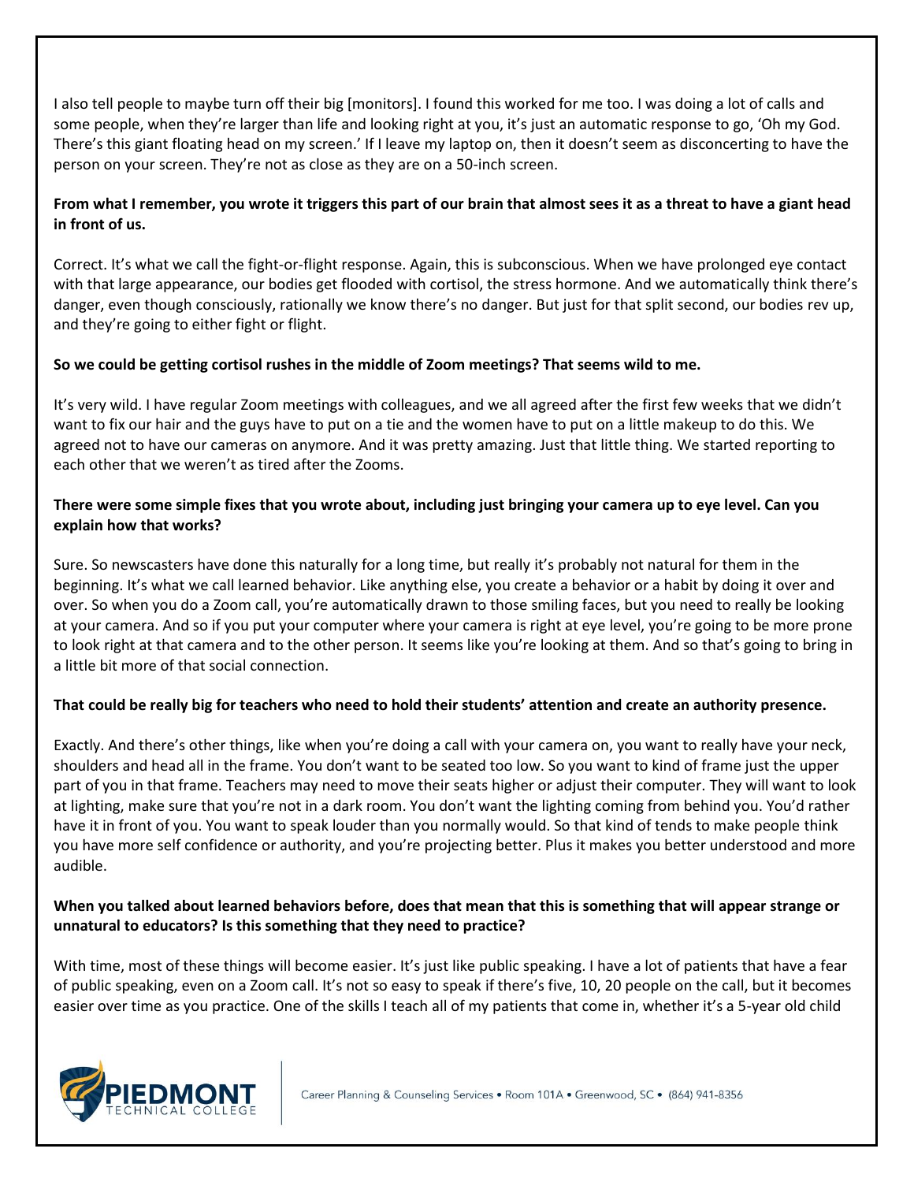I also tell people to maybe turn off their big [monitors]. I found this worked for me too. I was doing a lot of calls and some people, when they're larger than life and looking right at you, it's just an automatic response to go, 'Oh my God. There's this giant floating head on my screen.' If I leave my laptop on, then it doesn't seem as disconcerting to have the person on your screen. They're not as close as they are on a 50-inch screen.

**From what I remember, you wrote it triggers this part of our brain that almost sees it as a threat to have a giant head in front of us.**

Correct. It's what we call the fight-or-flight response. Again, this is subconscious. When we have prolonged eye contact with that large appearance, our bodies get flooded with cortisol, the stress hormone. And we automatically think there's danger, even though consciously, rationally we know there's no danger. But just for that split second, our bodies rev up, and they're going to either fight or flight.

**So we could be getting cortisol rushes in the middle of Zoom meetings? That seems wild to me.**

It's very wild. I have regular Zoom meetings with colleagues, and we all agreed after the first few weeks that we didn't want to fix our hair and the guys have to put on a tie and the women have to put on a little makeup to do this. We agreed not to have our cameras on anymore. And it was pretty amazing. Just that little thing. We started reporting to each other that we weren't as tired after the Zooms.

**There were some simple fixes that you wrote about, including just bringing your camera up to eye level. Can you explain how that works?**

Sure. So newscasters have done this naturally for a long time, but really it's probably not natural for them in the beginning. It's what we call learned behavior. Like anything else, you create a behavior or a habit by doing it over and over. So when you do a Zoom call, you're automatically drawn to those smiling faces, but you need to really be looking at your camera. And so if you put your computer where your camera is right at eye level, you're going to be more prone to look right at that camera and to the other person. It seems like you're looking at them. And so that's going to bring in a little bit more of that social connection.

**That could be really big for teachers who need to hold their students' attention and create an authority presence.**

Exactly. And there's other things, like when you're doing a call with your camera on, you want to really have your neck, shoulders and head all in the frame. You don't want to be seated too low. So you want to kind of frame just the upper part of you in that frame. Teachers may need to move their seats higher or adjust their computer. They will want to look at lighting, make sure that you're not in a dark room. You don't want the lighting coming from behind you. You'd rather have it in front of you. You want to speak louder than you normally would. So that kind of tends to make people think you have more self confidence or authority, and you're projecting better. Plus it makes you better understood and more audible.

**When you talked about learned behaviors before, does that mean that this is something that will appear strange or unnatural to educators? Is this something that they need to practice?**

With time, most of these things will become easier. It's just like public speaking. I have a lot of patients that have a fear of public speaking, even on a Zoom call. It's not so easy to speak if there's five, 10, 20 people on the call, but it becomes easier over time as you practice. One of the skills I teach all of my patients that come in, whether it's a 5-year old child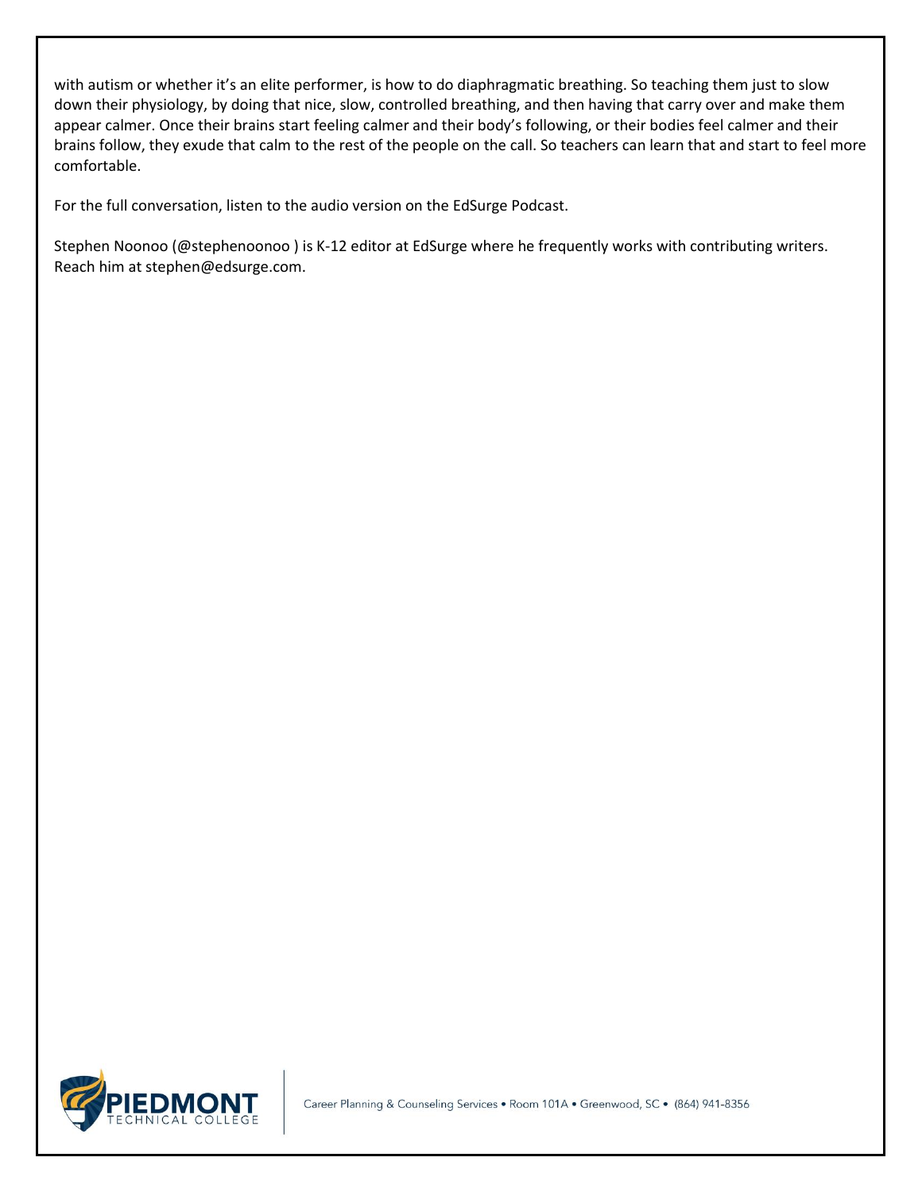with autism or whether it's an elite performer, is how to do diaphragmatic breathing. So teaching them just to slow down their physiology, by doing that nice, slow, controlled breathing, and then having that carry over and make them appear calmer. Once their brains start feeling calmer and their body's following, or their bodies feel calmer and their brains follow, they exude that calm to the rest of the people on the call. So teachers can learn that and start to feel more comfortable.

For the full conversation, listen to the audio version on the EdSurge Podcast.

Stephen Noonoo (@stephenoonoo ) is K-12 editor at EdSurge where he frequently works with contributing writers. Reach him at stephen@edsurge.com.